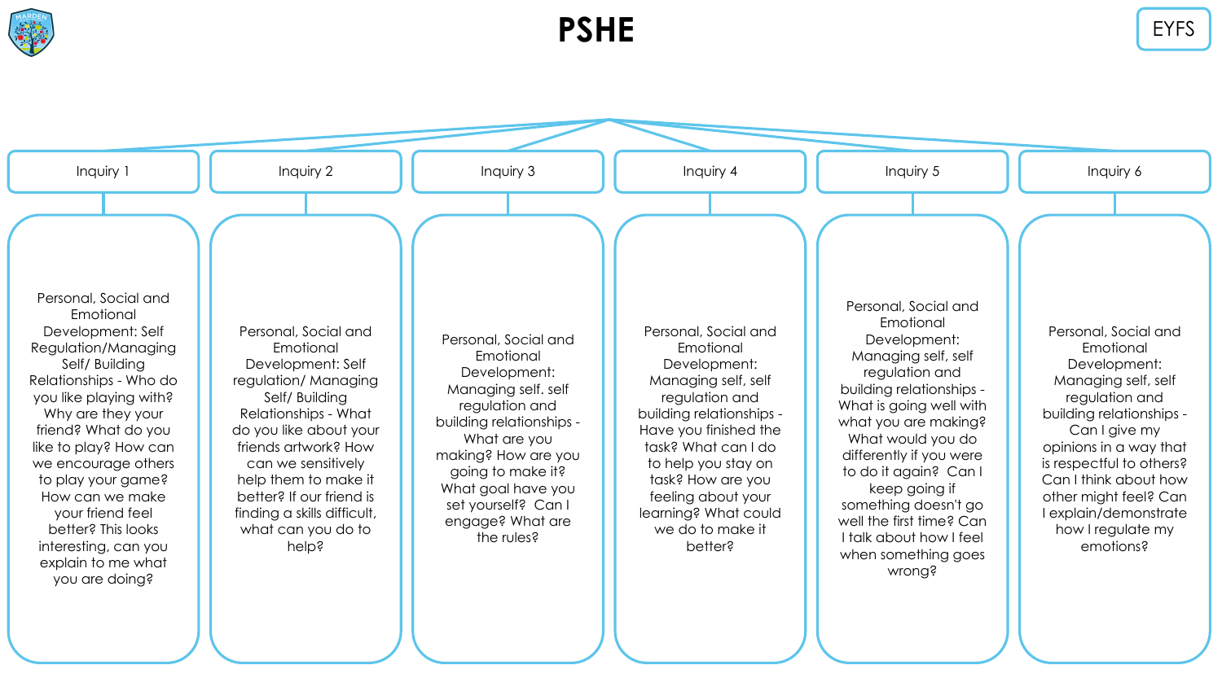# PSHE

EYFS

## Inquiry 1

Personal, Social and Emotional Development: Self Regulation/Managing Self/ Building Relationships - Who do you like playing with? Why are they your friend? What do you like to play? How can we encourage others to play your game? How can we make your friend feel better? This looks interesting, can you explain to me what you are doing?

## Inquiry 2

Personal, Social and Emotional Development: Self regulation/ Managing Self/ Building Relationships - What do you like about your friends artwork? How can we sensitively help them to make it better? If our friend is finding a skills difficult, what can you do to help?

## Inquiry 3

Personal, Social and Emotional Development: Managing self. self regulation and building relationships - What are you making? How are you going to make it? What goal have you set yourself? Can I engage? What are the rules?

## Inquiry 4

Personal, Social and Emotional Development: Managing self, self regulation and building relationships - Have you finished the task? What can I do to help you stay on task? How are you feeling about your learning? What could we do to make it better?

## Inquiry 5

Personal, Social and Emotional Development: Managing self, self regulation and building relationships - What is going well with what you are making? What would you do differently if you were to do it again? Can I keep going if something doesn't go well the first time? Can I talk about how I feel when something goes wrong?

## Inquiry 6

Personal, Social and Emotional Development: Managing self, self regulation and building relationships - Can I give my opinions in a way that is respectful to others? Can I think about how other might feel? Can I explain/demonstrate how I regulate my emotions?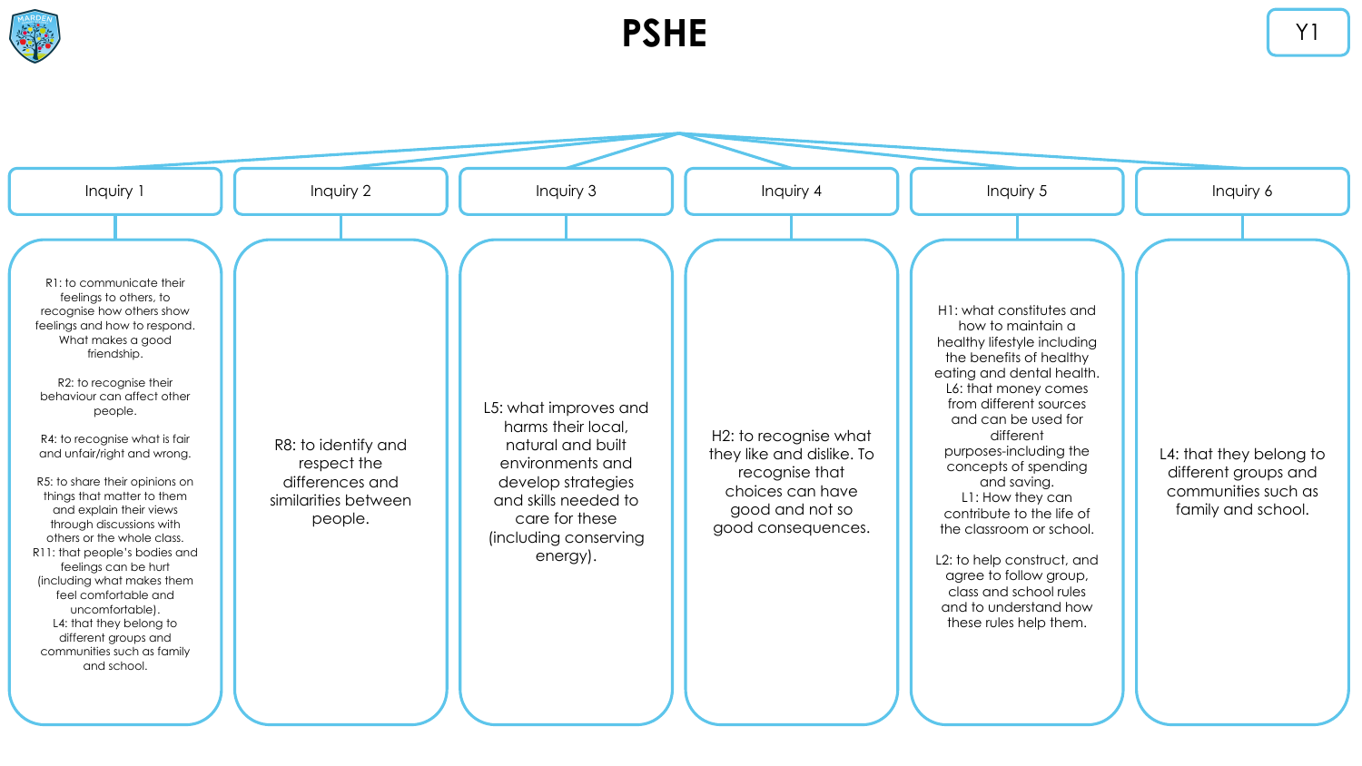# PSHE

Y1

## Inquiry 1

R1: to communicate their feelings to others, to recognise how others show feelings and how to respond. What makes a good friendship.

R2: to recognise their behaviour can affect other people.

R4: to recognise what is fair and unfair/right and wrong.

R5: to share their opinions on things that matter to them and explain their views through discussions with others or the whole class.
R11: that people's bodies and feelings can be hurt (including what makes them feel comfortable and uncomfortable).
L4: that they belong to different groups and communities such as family and school.

## Inquiry 2

R8: to identify and respect the differences and similarities between people.

## Inquiry 3

L5: what improves and harms their local, natural and built environments and develop strategies and skills needed to care for these (including conserving energy).

## Inquiry 4

H2: to recognise what they like and dislike. To recognise that choices can have good and not so good consequences.

## Inquiry 5

H1: what constitutes and how to maintain a healthy lifestyle including the benefits of healthy eating and dental health.
L6: that money comes from different sources and can be used for different purposes-including the concepts of spending and saving.
L1: How they can contribute to the life of the classroom or school.

L2: to help construct, and agree to follow group, class and school rules and to understand how these rules help them.

## Inquiry 6

L4: that they belong to different groups and communities such as family and school.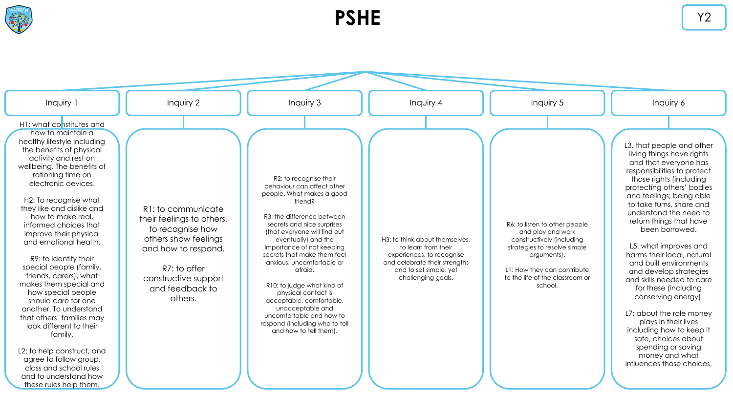# PSHE

Y2

## Inquiry 1

H1: what constitutes and how to maintain a healthy lifestyle including the benefits of physical activity and rest on wellbeing. The benefits of rationing time on electronic devices.

H2: To recognise what they like and dislike and how to make real, informed choices that improve their physical and emotional health.

R9: to identify their special people (family, friends, carers), what makes them special and how special people should care for one another. To understand that others' families may look different to their family.

L2: to help construct, and agree to follow group, class and school rules and to understand how these rules help them.

## Inquiry 2

R1: to communicate their feelings to others, to recognise how others show feelings and how to respond.

R7: to offer constructive support and feedback to others.

## Inquiry 3

R2: to recognise their behaviour can affect other people. What makes a good friend?

R3: the difference between secrets and nice surprises (that everyone will find out eventually) and the importance of not keeping secrets that make them feel anxious, uncomfortable or afraid.

R10: to judge what kind of physical contact is acceptable, comfortable, unacceptable and uncomfortable and how to respond (including who to tell and how to tell them).

## Inquiry 4

H3: to think about themselves, to learn from their experiences, to recognise and celebrate their strengths and to set simple, yet challenging goals.

## Inquiry 5

R6: to listen to other people and play and work constructively (including strategies to resolve simple arguments).

L1: How they can contribute to the life of the classroom or school.

## Inquiry 6

L3. that people and other living things have rights and that everyone has responsibilities to protect those rights (including protecting others' bodies and feelings; being able to take turns, share and understand the need to return things that have been borrowed.

L5: what improves and harms their local, natural and built environments and develop strategies and skills needed to care for these (including conserving energy).

L7: about the role money plays in their lives including how to keep it safe, choices about spending or saving money and what influences those choices.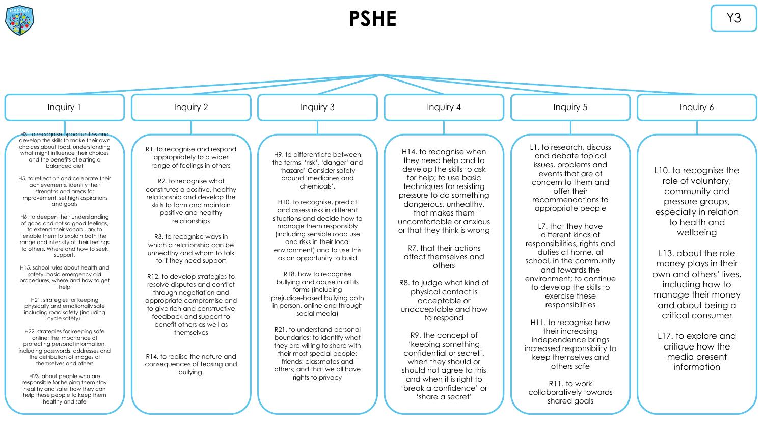# PSHE

Y3

## Inquiry 1

H3. to recognise opportunities and develop the skills to make their own choices about food, understanding what might influence their choices and the benefits of eating a balanced diet

H5. to reflect on and celebrate their achievements, identify their strengths and areas for improvement, set high aspirations and goals

H6. to deepen their understanding of good and not so good feelings, to extend their vocabulary to enable them to explain both the range and intensity of their feelings to others. Where and how to seek support.

H15. school rules about health and safety, basic emergency aid procedures, where and how to get help

H21. strategies for keeping physically and emotionally safe including road safety (including cycle safety).

H22. strategies for keeping safe online; the importance of protecting personal information, including passwords, addresses and the distribution of images of themselves and others

H23. about people who are responsible for helping them stay healthy and safe; how they can help these people to keep them healthy and safe

## Inquiry 2

R1. to recognise and respond appropriately to a wider range of feelings in others

R2. to recognise what constitutes a positive, healthy relationship and develop the skills to form and maintain positive and healthy relationships

R3. to recognise ways in which a relationship can be unhealthy and whom to talk to if they need support

R12. to develop strategies to resolve disputes and conflict through negotiation and appropriate compromise and to give rich and constructive feedback and support to benefit others as well as themselves

R14. to realise the nature and consequences of teasing and bullying.

## Inquiry 3

H9. to differentiate between the terms, 'risk', 'danger' and 'hazard' Consider safety around 'medicines and chemicals'.

H10. to recognise, predict and assess risks in different situations and decide how to manage them responsibly (including sensible road use and risks in their local environment) and to use this as an opportunity to build

R18. how to recognise bullying and abuse in all its forms (including prejudice-based bullying both in person, online and through social media)

R21. to understand personal boundaries; to identify what they are willing to share with their most special people; friends; classmates and others; and that we all have rights to privacy

## Inquiry 4

H14. to recognise when they need help and to develop the skills to ask for help; to use basic techniques for resisting pressure to do something dangerous, unhealthy, that makes them uncomfortable or anxious or that they think is wrong

R7. that their actions affect themselves and others

R8. to judge what kind of physical contact is acceptable or unacceptable and how to respond

R9. the concept of 'keeping something confidential or secret', when they should or should not agree to this and when it is right to 'break a confidence' or 'share a secret'

## Inquiry 5

L1. to research, discuss and debate topical issues, problems and events that are of concern to them and offer their recommendations to appropriate people

L7. that they have different kinds of responsibilities, rights and duties at home, at school, in the community and towards the environment; to continue to develop the skills to exercise these responsibilities

H11. to recognise how their increasing independence brings increased responsibility to keep themselves and others safe

R11. to work collaboratively towards shared goals

## Inquiry 6

L10. to recognise the role of voluntary, community and pressure groups, especially in relation to health and wellbeing

L13. about the role money plays in their own and others' lives, including how to manage their money and about being a critical consumer

L17. to explore and critique how the media present information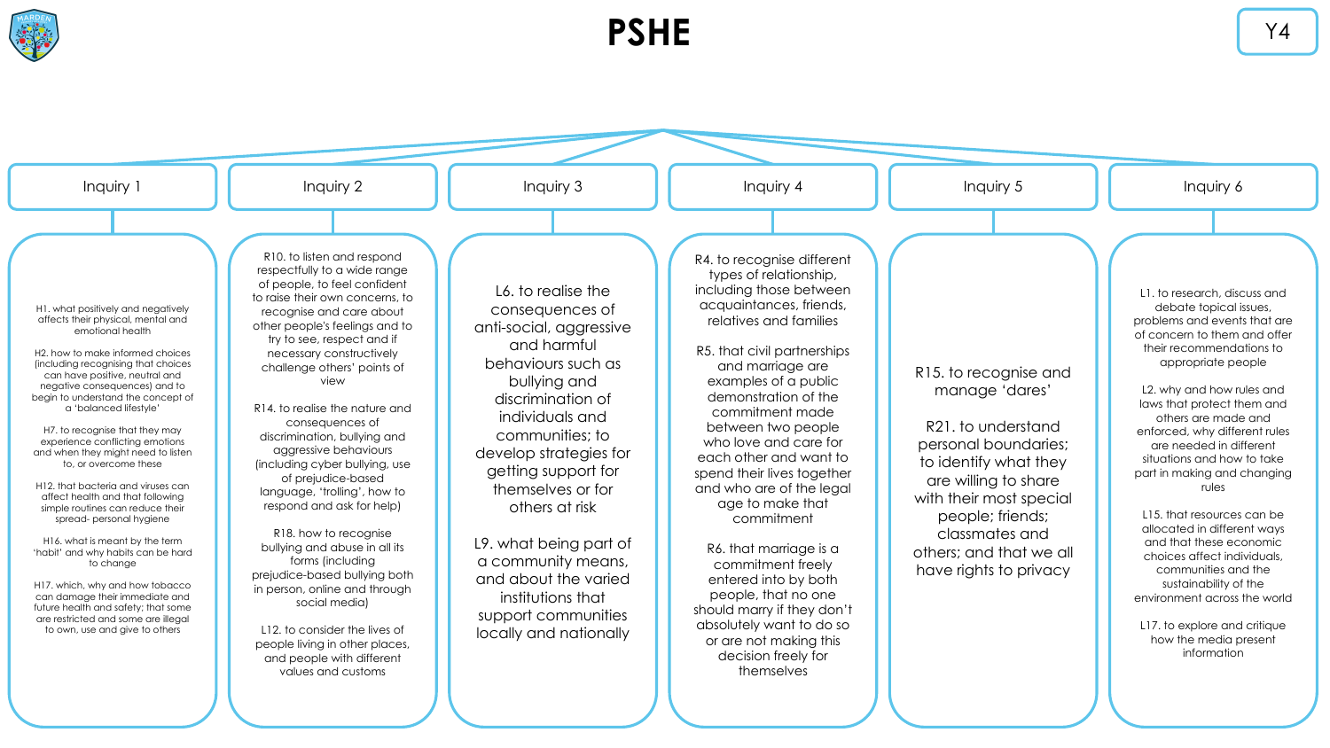# PSHE

Y4

## Inquiry 1

H1. what positively and negatively affects their physical, mental and emotional health

H2. how to make informed choices (including recognising that choices can have positive, neutral and negative consequences) and to begin to understand the concept of a 'balanced lifestyle'

H7. to recognise that they may experience conflicting emotions and when they might need to listen to, or overcome these

H12. that bacteria and viruses can affect health and that following simple routines can reduce their spread- personal hygiene

H16. what is meant by the term 'habit' and why habits can be hard to change

H17. which, why and how tobacco can damage their immediate and future health and safety; that some are restricted and some are illegal to own, use and give to others

## Inquiry 2

R10. to listen and respond respectfully to a wide range of people, to feel confident to raise their own concerns, to recognise and care about other people's feelings and to try to see, respect and if necessary constructively challenge others' points of view

R14. to realise the nature and consequences of discrimination, bullying and aggressive behaviours (including cyber bullying, use of prejudice-based language, 'trolling', how to respond and ask for help)

R18. how to recognise bullying and abuse in all its forms (including prejudice-based bullying both in person, online and through social media)

L12. to consider the lives of people living in other places, and people with different values and customs

## Inquiry 3

L6. to realise the consequences of anti-social, aggressive and harmful behaviours such as bullying and discrimination of individuals and communities; to develop strategies for getting support for themselves or for others at risk

L9. what being part of a community means, and about the varied institutions that support communities locally and nationally

## Inquiry 4

R4. to recognise different types of relationship, including those between acquaintances, friends, relatives and families

R5. that civil partnerships and marriage are examples of a public demonstration of the commitment made between two people who love and care for each other and want to spend their lives together and who are of the legal age to make that commitment

R6. that marriage is a commitment freely entered into by both people, that no one should marry if they don't absolutely want to do so or are not making this decision freely for themselves

## Inquiry 5

R15. to recognise and manage 'dares'

R21. to understand personal boundaries; to identify what they are willing to share with their most special people; friends; classmates and others; and that we all have rights to privacy

## Inquiry 6

L1. to research, discuss and debate topical issues, problems and events that are of concern to them and offer their recommendations to appropriate people

L2. why and how rules and laws that protect them and others are made and enforced, why different rules are needed in different situations and how to take part in making and changing rules

L15. that resources can be allocated in different ways and that these economic choices affect individuals, communities and the sustainability of the environment across the world

L17. to explore and critique how the media present information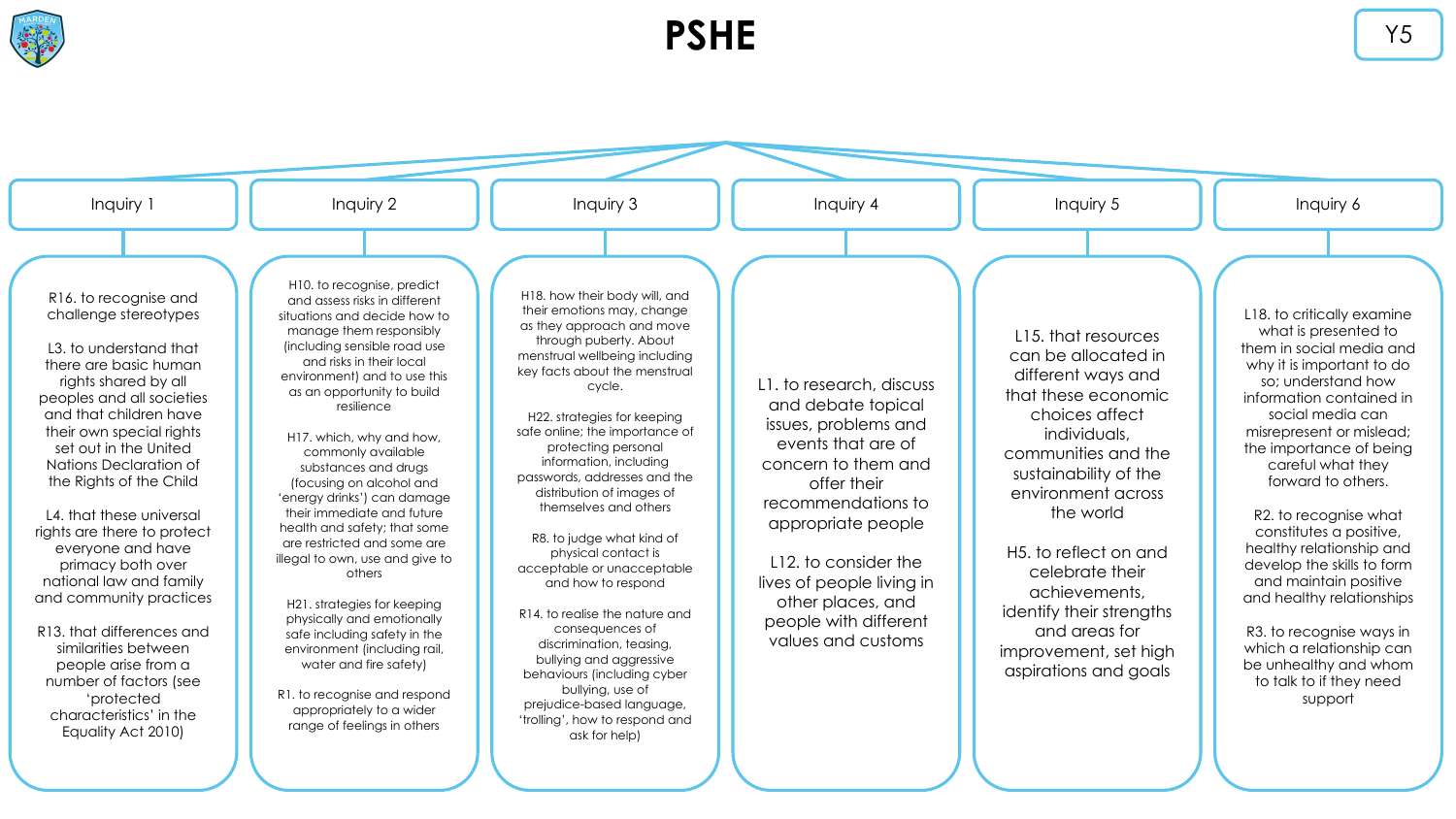# PSHE

Y5

## Inquiry 1

R16. to recognise and challenge stereotypes

L3. to understand that there are basic human rights shared by all peoples and all societies and that children have their own special rights set out in the United Nations Declaration of the Rights of the Child

L4. that these universal rights are there to protect everyone and have primacy both over national law and family and community practices

R13. that differences and similarities between people arise from a number of factors (see 'protected characteristics' in the Equality Act 2010)

## Inquiry 2

H10. to recognise, predict and assess risks in different situations and decide how to manage them responsibly (including sensible road use and risks in their local environment) and to use this as an opportunity to build resilience

H17. which, why and how, commonly available substances and drugs (focusing on alcohol and 'energy drinks') can damage their immediate and future health and safety; that some are restricted and some are illegal to own, use and give to others

H21. strategies for keeping physically and emotionally safe including safety in the environment (including rail, water and fire safety)

R1. to recognise and respond appropriately to a wider range of feelings in others

## Inquiry 3

H18. how their body will, and their emotions may, change as they approach and move through puberty. About menstrual wellbeing including key facts about the menstrual cycle.

H22. strategies for keeping safe online; the importance of protecting personal information, including passwords, addresses and the distribution of images of themselves and others

R8. to judge what kind of physical contact is acceptable or unacceptable and how to respond

R14. to realise the nature and consequences of discrimination, teasing, bullying and aggressive behaviours (including cyber bullying, use of prejudice-based language, 'trolling', how to respond and ask for help)

## Inquiry 4

L1. to research, discuss and debate topical issues, problems and events that are of concern to them and offer their recommendations to appropriate people

L12. to consider the lives of people living in other places, and people with different values and customs

## Inquiry 5

L15. that resources can be allocated in different ways and that these economic choices affect individuals, communities and the sustainability of the environment across the world

H5. to reflect on and celebrate their achievements, identify their strengths and areas for improvement, set high aspirations and goals

## Inquiry 6

L18. to critically examine what is presented to them in social media and why it is important to do so; understand how information contained in social media can misrepresent or mislead; the importance of being careful what they forward to others.

R2. to recognise what constitutes a positive, healthy relationship and develop the skills to form and maintain positive and healthy relationships

R3. to recognise ways in which a relationship can be unhealthy and whom to talk to if they need support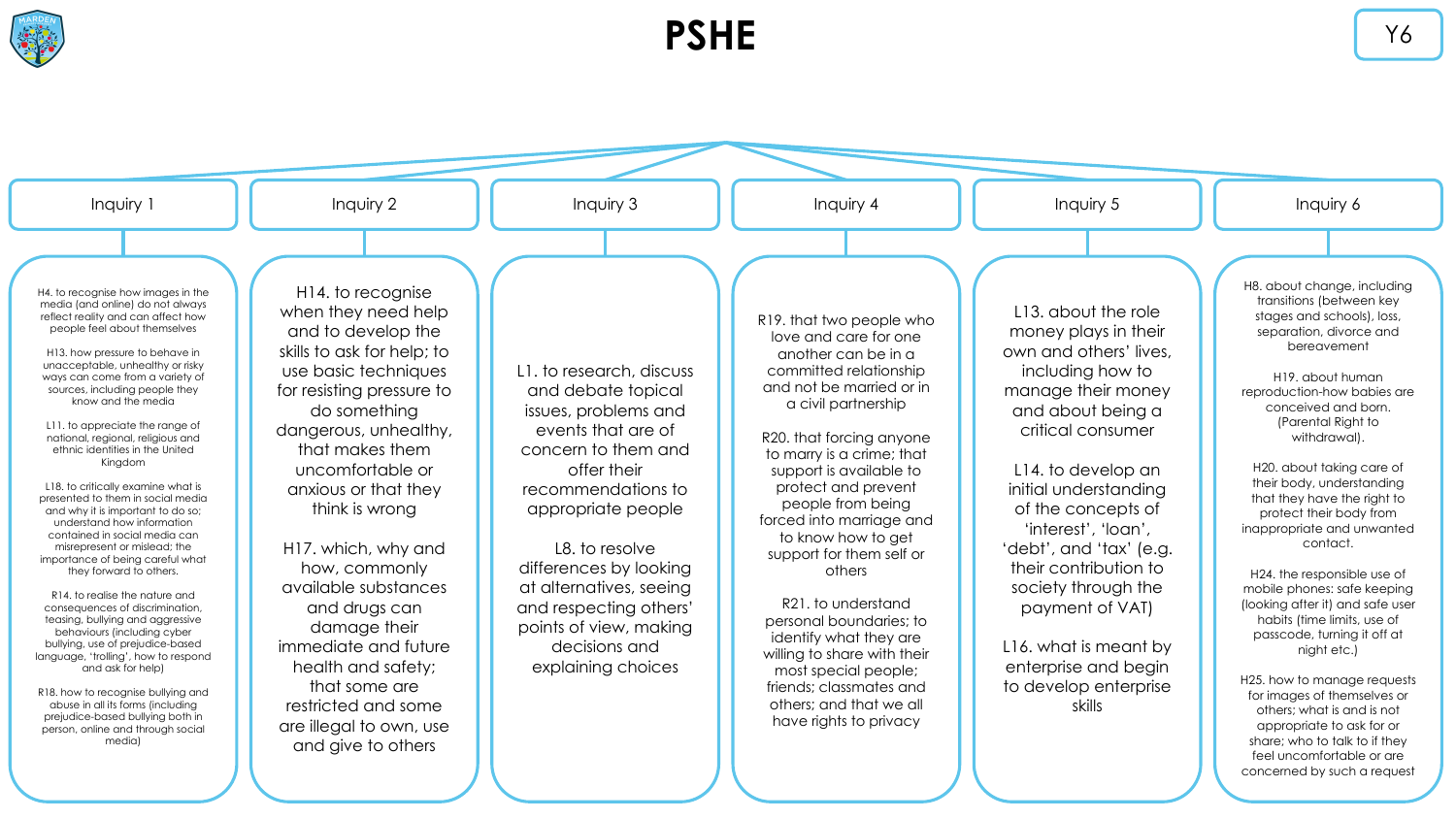# PSHE

Y6

## Inquiry 1

H4. to recognise how images in the media (and online) do not always reflect reality and can affect how people feel about themselves

H13. how pressure to behave in unacceptable, unhealthy or risky ways can come from a variety of sources, including people they know and the media

L11. to appreciate the range of national, regional, religious and ethnic identities in the United Kingdom

L18. to critically examine what is presented to them in social media and why it is important to do so; understand how information contained in social media can misrepresent or mislead; the importance of being careful what they forward to others.

R14. to realise the nature and consequences of discrimination, teasing, bullying and aggressive behaviours (including cyber bullying, use of prejudice-based language, 'trolling', how to respond and ask for help)

R18. how to recognise bullying and abuse in all its forms (including prejudice-based bullying both in person, online and through social media)

## Inquiry 2

H14. to recognise when they need help and to develop the skills to ask for help; to use basic techniques for resisting pressure to do something dangerous, unhealthy, that makes them uncomfortable or anxious or that they think is wrong

H17. which, why and how, commonly available substances and drugs can damage their immediate and future health and safety; that some are restricted and some are illegal to own, use and give to others

## Inquiry 3

L1. to research, discuss and debate topical issues, problems and events that are of concern to them and offer their recommendations to appropriate people

L8. to resolve differences by looking at alternatives, seeing and respecting others' points of view, making decisions and explaining choices

## Inquiry 4

R19. that two people who love and care for one another can be in a committed relationship and not be married or in a civil partnership

R20. that forcing anyone to marry is a crime; that support is available to protect and prevent people from being forced into marriage and to know how to get support for them self or others

R21. to understand personal boundaries; to identify what they are willing to share with their most special people; friends; classmates and others; and that we all have rights to privacy

## Inquiry 5

L13. about the role money plays in their own and others' lives, including how to manage their money and about being a critical consumer

L14. to develop an initial understanding of the concepts of 'interest', 'loan', 'debt', and 'tax' (e.g. their contribution to society through the payment of VAT)

L16. what is meant by enterprise and begin to develop enterprise skills

## Inquiry 6

H8. about change, including transitions (between key stages and schools), loss, separation, divorce and bereavement

H19. about human reproduction-how babies are conceived and born. (Parental Right to withdrawal).

H20. about taking care of their body, understanding that they have the right to protect their body from inappropriate and unwanted contact.

H24. the responsible use of mobile phones: safe keeping (looking after it) and safe user habits (time limits, use of passcode, turning it off at night etc.)

H25. how to manage requests for images of themselves or others; what is and is not appropriate to ask for or share; who to talk to if they feel uncomfortable or are concerned by such a request